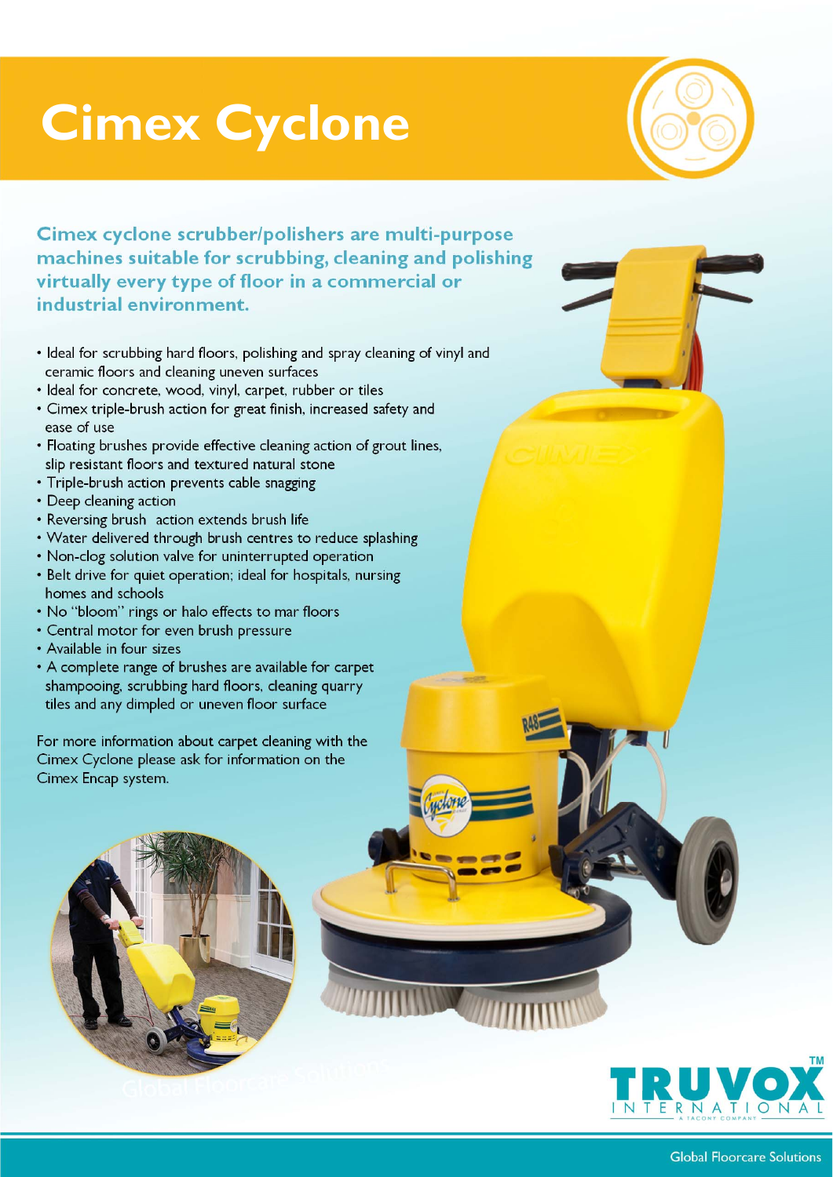# Cimex Cyclone

**Cimex cyclone scrubber/polishers are multi-purpose machines suitable for scrubbing, cleaning and polishing virtually every type of floor in a commercial or industrial environment.**

- Ideal for scrubbing hard floors, polishing and spray cleaning of vinyl and ceramic floors and cleaning uneven surfaces
- Ideal for concrete, wood, vinyl, carpet, rubber or tiles
- Cimex triple-brush action for great finish, increased safety and ease of use
- Floating brushes provide effective cleaning action of grout lines, slip resistant floors and textured natural stone
- Triple-brush action prevents cable snagging
- Deep cleaning action
- Reversing brush action extends brush life
- Water delivered through brush centres to reduce splashing
- Non-clog solution valve for uninterrupted operation
- Belt drive for quiet operation; ideal for hospitals, nursing homes and schools
- No "bloom" rings or halo effects to mar floors
- Central motor for even brush pressure
- Available in four sizes
- A complete range of brushes are available for carpet shampooing, scrubbing hard floors, cleaning quarry tiles and any dimpled or uneven floor surface

For more information about carpet cleaning with the Cimex Cyclone please ask for information on the Cimex Encap system.

TRUVOX INTERNATIONAL™ A TACONY COMPANY

Global Floorcare Solutions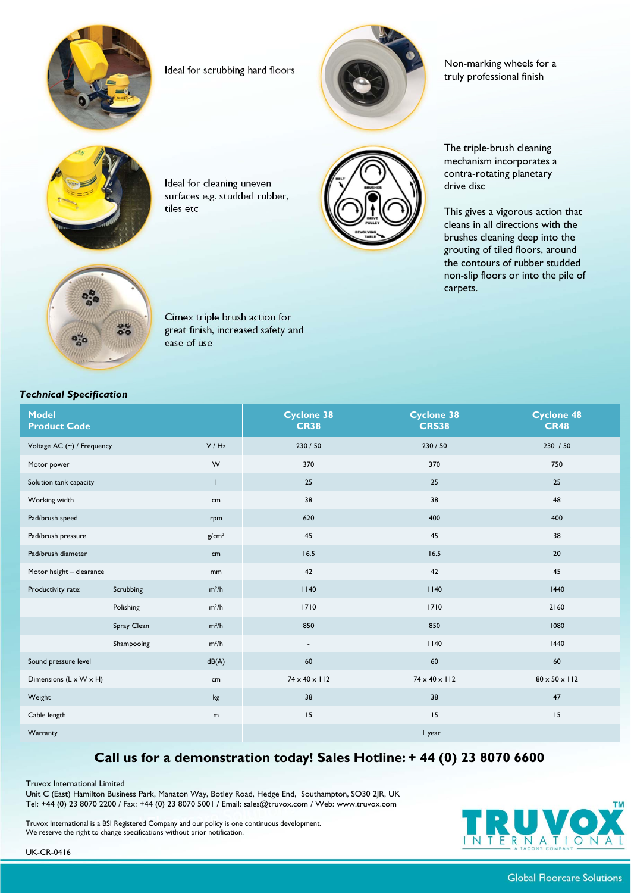Ideal for scrubbing hard floors

Ideal for cleaning uneven surfaces e.g. studded rubber, tiles etc

Cimex triple brush action for great finish, increased safety and ease of use

Non-marking wheels for a truly professional finish

The triple-brush cleaning mechanism incorporates a contra-rotating planetary drive disc

This gives a vigorous action that cleans in all directions with the brushes cleaning deep into the grouting of tiled floors, around the contours of rubber studded non-slip floors or into the pile of carpets.

***Technical Specification***

| Model Product Code | | | Cyclone 38 CR38 | Cyclone 38 CRS38 | Cyclone 48 CR48 |
|---|---|---|---|---|---|
| Voltage AC (~) / Frequency | | V / Hz | 230 / 50 | 230 / 50 | 230 / 50 |
| Motor power | | W | 370 | 370 | 750 |
| Solution tank capacity | | l | 25 | 25 | 25 |
| Working width | | cm | 38 | 38 | 48 |
| Pad/brush speed | | rpm | 620 | 400 | 400 |
| Pad/brush pressure | | g/cm² | 45 | 45 | 38 |
| Pad/brush diameter | | cm | 16.5 | 16.5 | 20 |
| Motor height – clearance | | mm | 42 | 42 | 45 |
| Productivity rate: | Scrubbing | m²/h | 1140 | 1140 | 1440 |
| | Polishing | m²/h | 1710 | 1710 | 2160 |
| | Spray Clean | m²/h | 850 | 850 | 1080 |
| | Shampooing | m²/h | - | 1140 | 1440 |
| Sound pressure level | | dB(A) | 60 | 60 | 60 |
| Dimensions (L x W x H) | | cm | 74 x 40 x 112 | 74 x 40 x 112 | 80 x 50 x 112 |
| Weight | | kg | 38 | 38 | 47 |
| Cable length | | m | 15 | 15 | 15 |
| Warranty | | | 1 year | | |

**Call us for a demonstration today! Sales Hotline: + 44 (0) 23 8070 6600**

Truvox International Limited
Unit C (East) Hamilton Business Park, Manaton Way, Botley Road, Hedge End, Southampton, SO30 2JR, UK
Tel: +44 (0) 23 8070 2200 / Fax: +44 (0) 23 8070 5001 / Email: sales@truvox.com / Web: www.truvox.com

Truvox International is a BSI Registered Company and our policy is one continuous development.
We reserve the right to change specifications without prior notification.

UK-CR-0416

TRUVOX INTERNATIONAL™ A TACONY COMPANY

Global Floorcare Solutions